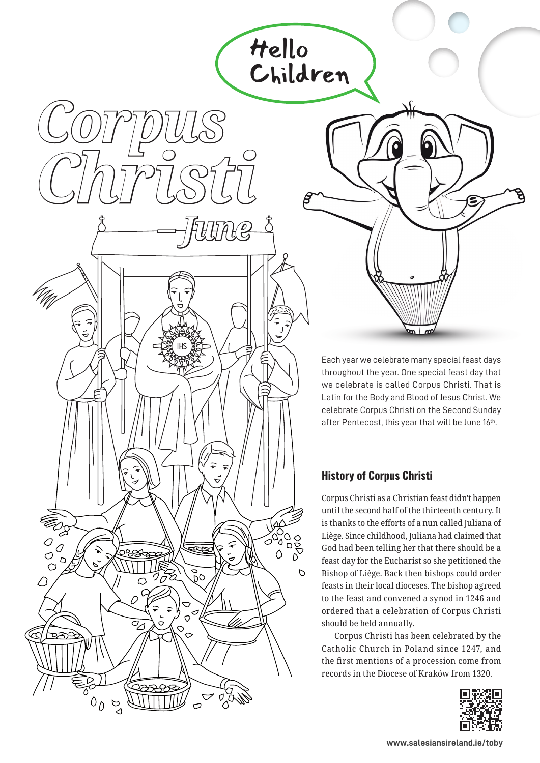# Corpus Christi

## – June

Hello Children

Each year we celebrate many special feast days throughout the year. One special feast day that we celebrate is called Corpus Christi. That is Latin for the Body and Blood of Jesus Christ. We celebrate Corpus Christi on the Second Sunday after Pentecost, this year that will be June 16th.

### History of Corpus Christi

Corpus Christi as a Christian feast didn't happen until the second half of the thirteenth century. It is thanks to the efforts of a nun called Juliana of Liège. Since childhood, Juliana had claimed that God had been telling her that there should be a feast day for the Eucharist so she petitioned the Bishop of Liège. Back then bishops could order feasts in their local dioceses. The bishop agreed to the feast and convened a synod in 1246 and ordered that a celebration of Corpus Christi should be held annually.

Corpus Christi has been celebrated by the Catholic Church in Poland since 1247, and the first mentions of a procession come from records in the Diocese of Kraków from 1320.

www.salesiansireland.ie/toby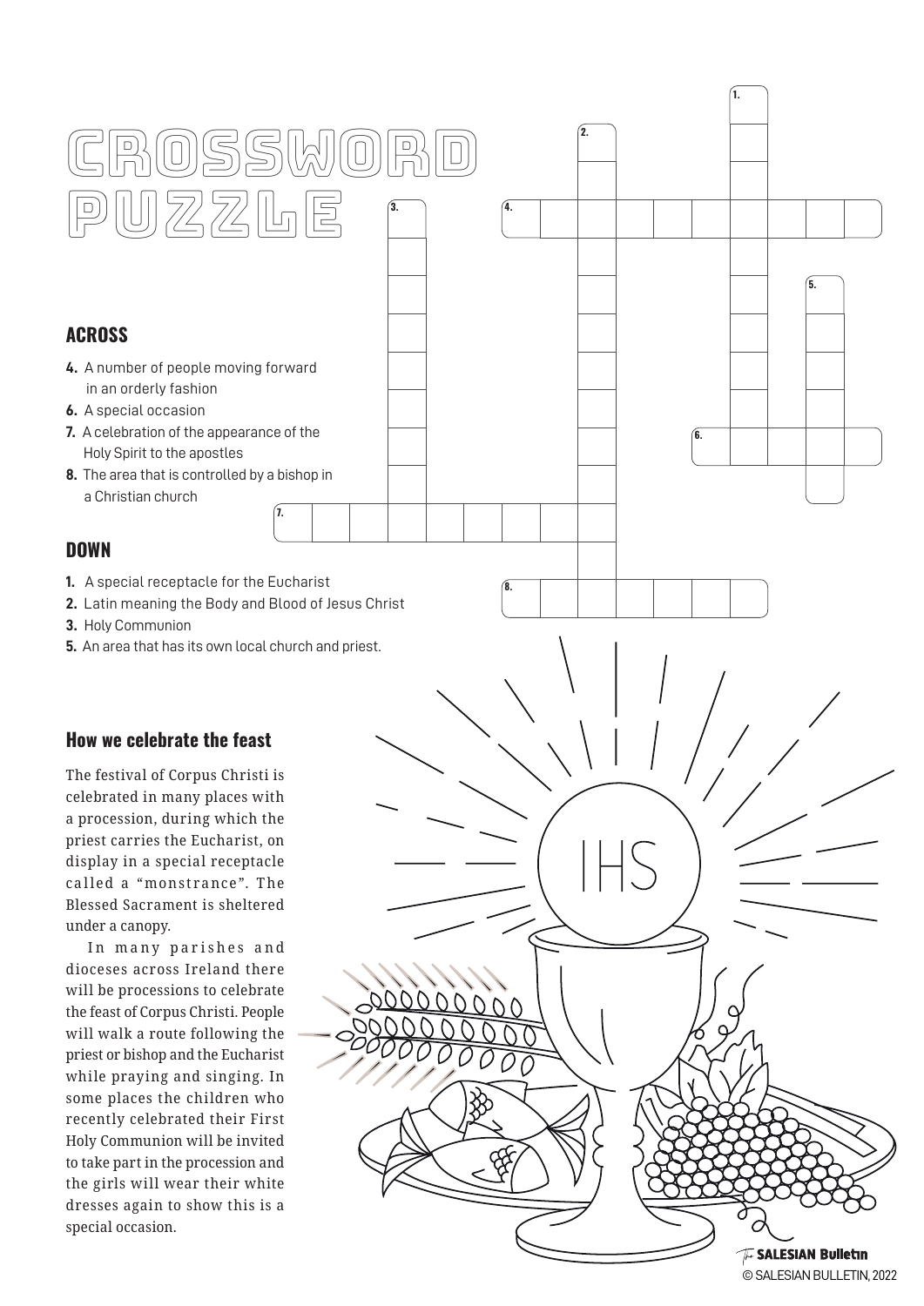# CROSSWORD PUZZLE

## ACROSS

**4.** A number of people moving forward in an orderly fashion

**6.** A special occasion

**7.** A celebration of the appearance of the Holy Spirit to the apostles

**8.** The area that is controlled by a bishop in a Christian church

## DOWN

**1.** A special receptacle for the Eucharist

**2.** Latin meaning the Body and Blood of Jesus Christ

**3.** Holy Communion

**5.** An area that has its own local church and priest.

### How we celebrate the feast

The festival of Corpus Christi is celebrated in many places with a procession, during which the priest carries the Eucharist, on display in a special receptacle called a "monstrance". The Blessed Sacrament is sheltered under a canopy.

In many parishes and dioceses across Ireland there will be processions to celebrate the feast of Corpus Christi. People will walk a route following the priest or bishop and the Eucharist while praying and singing. In some places the children who recently celebrated their First Holy Communion will be invited to take part in the procession and the girls will wear their white dresses again to show this is a special occasion.

The SALESIAN Bulletin

© SALESIAN BULLETIN, 2022